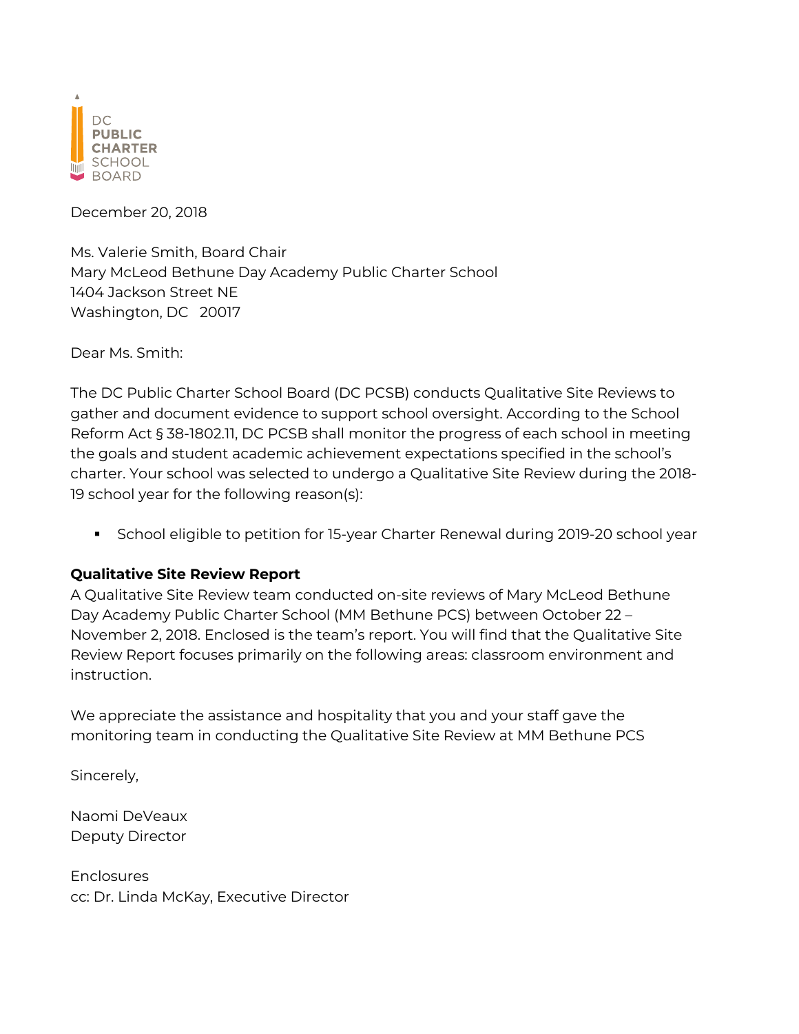DC
PUBLIC
CHARTER
SCHOOL
BOARD

December 20, 2018

Ms. Valerie Smith, Board Chair
Mary McLeod Bethune Day Academy Public Charter School
1404 Jackson Street NE
Washington, DC 20017

Dear Ms. Smith:

The DC Public Charter School Board (DC PCSB) conducts Qualitative Site Reviews to gather and document evidence to support school oversight. According to the School Reform Act § 38-1802.11, DC PCSB shall monitor the progress of each school in meeting the goals and student academic achievement expectations specified in the school's charter. Your school was selected to undergo a Qualitative Site Review during the 2018-19 school year for the following reason(s):

- School eligible to petition for 15-year Charter Renewal during 2019-20 school year

**Qualitative Site Review Report**
A Qualitative Site Review team conducted on-site reviews of Mary McLeod Bethune Day Academy Public Charter School (MM Bethune PCS) between October 22 – November 2, 2018. Enclosed is the team's report. You will find that the Qualitative Site Review Report focuses primarily on the following areas: classroom environment and instruction.

We appreciate the assistance and hospitality that you and your staff gave the monitoring team in conducting the Qualitative Site Review at MM Bethune PCS

Sincerely,

Naomi DeVeaux
Deputy Director

Enclosures
cc: Dr. Linda McKay, Executive Director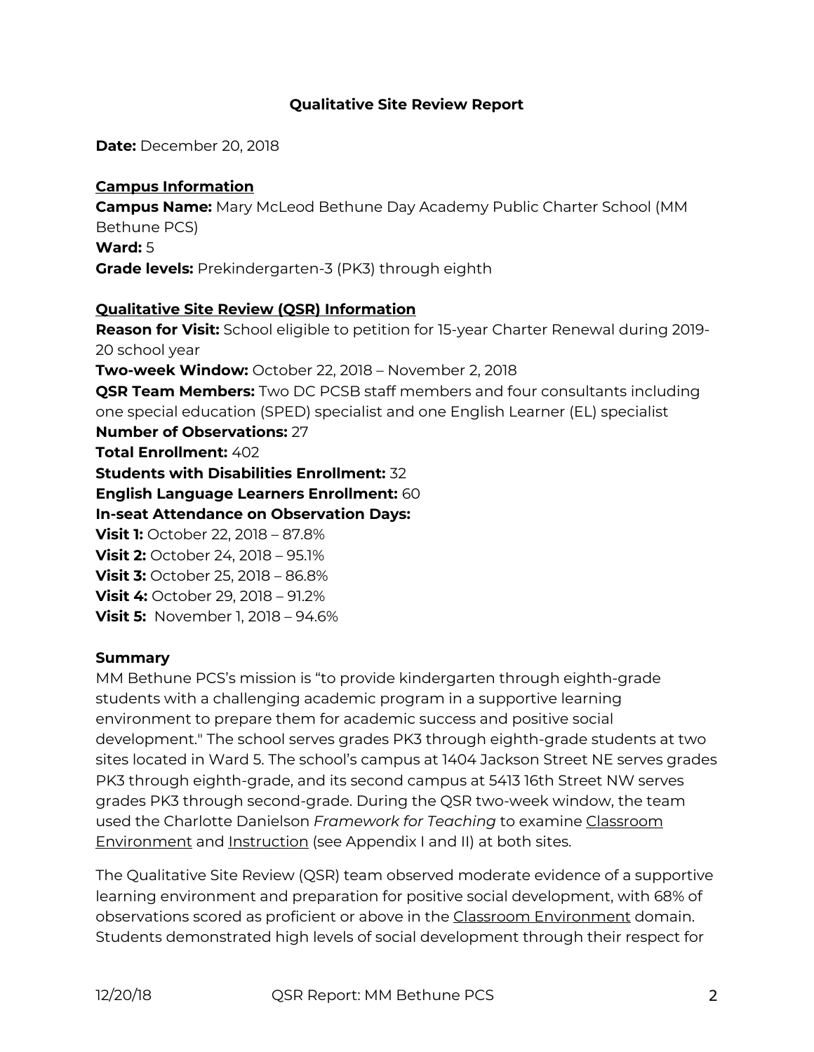**Qualitative Site Review Report**

**Date:** December 20, 2018

**Campus Information**

**Campus Name:** Mary McLeod Bethune Day Academy Public Charter School (MM Bethune PCS)
**Ward:** 5
**Grade levels:** Prekindergarten-3 (PK3) through eighth

**Qualitative Site Review (QSR) Information**

**Reason for Visit:** School eligible to petition for 15-year Charter Renewal during 2019-20 school year
**Two-week Window:** October 22, 2018 – November 2, 2018
**QSR Team Members:** Two DC PCSB staff members and four consultants including one special education (SPED) specialist and one English Learner (EL) specialist
**Number of Observations:** 27
**Total Enrollment:** 402
**Students with Disabilities Enrollment:** 32
**English Language Learners Enrollment:** 60
**In-seat Attendance on Observation Days:**
**Visit 1:** October 22, 2018 – 87.8%
**Visit 2:** October 24, 2018 – 95.1%
**Visit 3:** October 25, 2018 – 86.8%
**Visit 4:** October 29, 2018 – 91.2%
**Visit 5:** November 1, 2018 – 94.6%

**Summary**

MM Bethune PCS's mission is "to provide kindergarten through eighth-grade students with a challenging academic program in a supportive learning environment to prepare them for academic success and positive social development." The school serves grades PK3 through eighth-grade students at two sites located in Ward 5. The school's campus at 1404 Jackson Street NE serves grades PK3 through eighth-grade, and its second campus at 5413 16th Street NW serves grades PK3 through second-grade. During the QSR two-week window, the team used the Charlotte Danielson *Framework for Teaching* to examine Classroom Environment and Instruction (see Appendix I and II) at both sites.

The Qualitative Site Review (QSR) team observed moderate evidence of a supportive learning environment and preparation for positive social development, with 68% of observations scored as proficient or above in the Classroom Environment domain. Students demonstrated high levels of social development through their respect for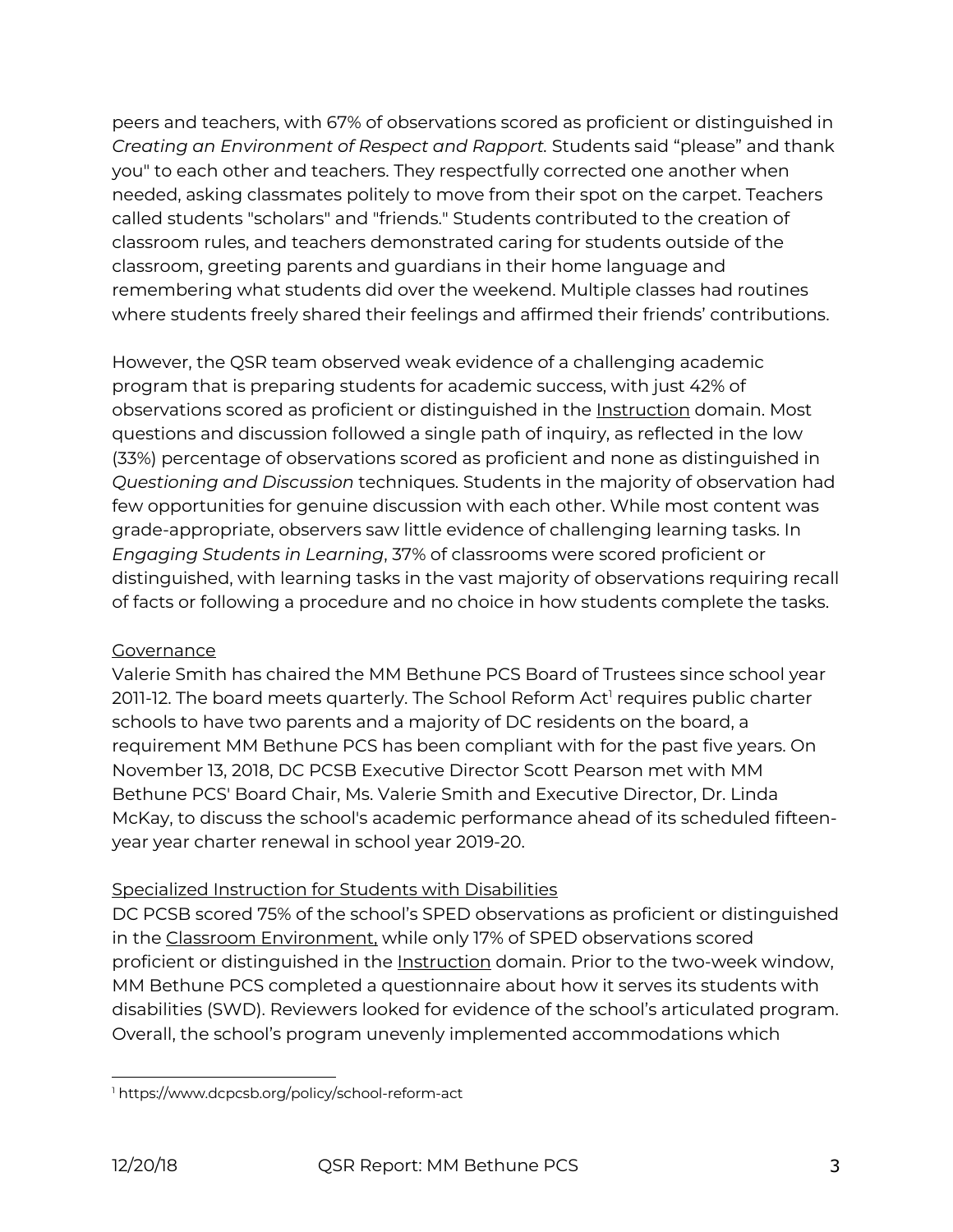peers and teachers, with 67% of observations scored as proficient or distinguished in *Creating an Environment of Respect and Rapport*. Students said "please" and thank you" to each other and teachers. They respectfully corrected one another when needed, asking classmates politely to move from their spot on the carpet. Teachers called students "scholars" and "friends." Students contributed to the creation of classroom rules, and teachers demonstrated caring for students outside of the classroom, greeting parents and guardians in their home language and remembering what students did over the weekend. Multiple classes had routines where students freely shared their feelings and affirmed their friends' contributions.

However, the QSR team observed weak evidence of a challenging academic program that is preparing students for academic success, with just 42% of observations scored as proficient or distinguished in the Instruction domain. Most questions and discussion followed a single path of inquiry, as reflected in the low (33%) percentage of observations scored as proficient and none as distinguished in *Questioning and Discussion* techniques. Students in the majority of observation had few opportunities for genuine discussion with each other. While most content was grade-appropriate, observers saw little evidence of challenging learning tasks. In *Engaging Students in Learning*, 37% of classrooms were scored proficient or distinguished, with learning tasks in the vast majority of observations requiring recall of facts or following a procedure and no choice in how students complete the tasks.

Governance

Valerie Smith has chaired the MM Bethune PCS Board of Trustees since school year 2011-12. The board meets quarterly. The School Reform Act[1] requires public charter schools to have two parents and a majority of DC residents on the board, a requirement MM Bethune PCS has been compliant with for the past five years. On November 13, 2018, DC PCSB Executive Director Scott Pearson met with MM Bethune PCS' Board Chair, Ms. Valerie Smith and Executive Director, Dr. Linda McKay, to discuss the school's academic performance ahead of its scheduled fifteen-year year charter renewal in school year 2019-20.

Specialized Instruction for Students with Disabilities

DC PCSB scored 75% of the school's SPED observations as proficient or distinguished in the Classroom Environment, while only 17% of SPED observations scored proficient or distinguished in the Instruction domain. Prior to the two-week window, MM Bethune PCS completed a questionnaire about how it serves its students with disabilities (SWD). Reviewers looked for evidence of the school's articulated program. Overall, the school's program unevenly implemented accommodations which

[1] https://www.dcpcsb.org/policy/school-reform-act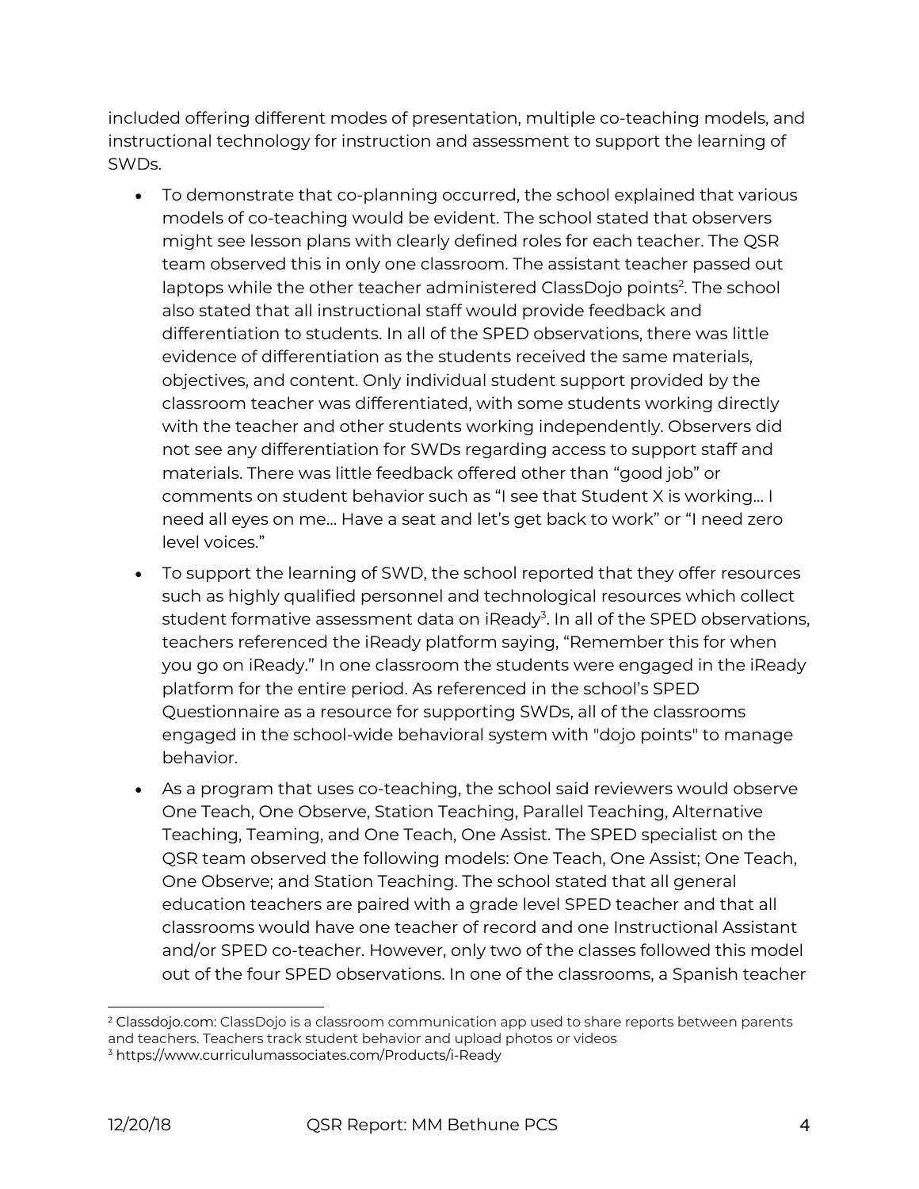included offering different modes of presentation, multiple co-teaching models, and instructional technology for instruction and assessment to support the learning of SWDs.

- To demonstrate that co-planning occurred, the school explained that various models of co-teaching would be evident. The school stated that observers might see lesson plans with clearly defined roles for each teacher. The QSR team observed this in only one classroom. The assistant teacher passed out laptops while the other teacher administered ClassDojo points[2]. The school also stated that all instructional staff would provide feedback and differentiation to students. In all of the SPED observations, there was little evidence of differentiation as the students received the same materials, objectives, and content. Only individual student support provided by the classroom teacher was differentiated, with some students working directly with the teacher and other students working independently. Observers did not see any differentiation for SWDs regarding access to support staff and materials. There was little feedback offered other than "good job" or comments on student behavior such as "I see that Student X is working… I need all eyes on me… Have a seat and let's get back to work" or "I need zero level voices."
- To support the learning of SWD, the school reported that they offer resources such as highly qualified personnel and technological resources which collect student formative assessment data on iReady[3]. In all of the SPED observations, teachers referenced the iReady platform saying, "Remember this for when you go on iReady." In one classroom the students were engaged in the iReady platform for the entire period. As referenced in the school's SPED Questionnaire as a resource for supporting SWDs, all of the classrooms engaged in the school-wide behavioral system with "dojo points" to manage behavior.
- As a program that uses co-teaching, the school said reviewers would observe One Teach, One Observe, Station Teaching, Parallel Teaching, Alternative Teaching, Teaming, and One Teach, One Assist. The SPED specialist on the QSR team observed the following models: One Teach, One Assist; One Teach, One Observe; and Station Teaching. The school stated that all general education teachers are paired with a grade level SPED teacher and that all classrooms would have one teacher of record and one Instructional Assistant and/or SPED co-teacher. However, only two of the classes followed this model out of the four SPED observations. In one of the classrooms, a Spanish teacher

---

[2] Classdojo.com: ClassDojo is a classroom communication app used to share reports between parents and teachers. Teachers track student behavior and upload photos or videos

[3] https://www.curriculumassociates.com/Products/i-Ready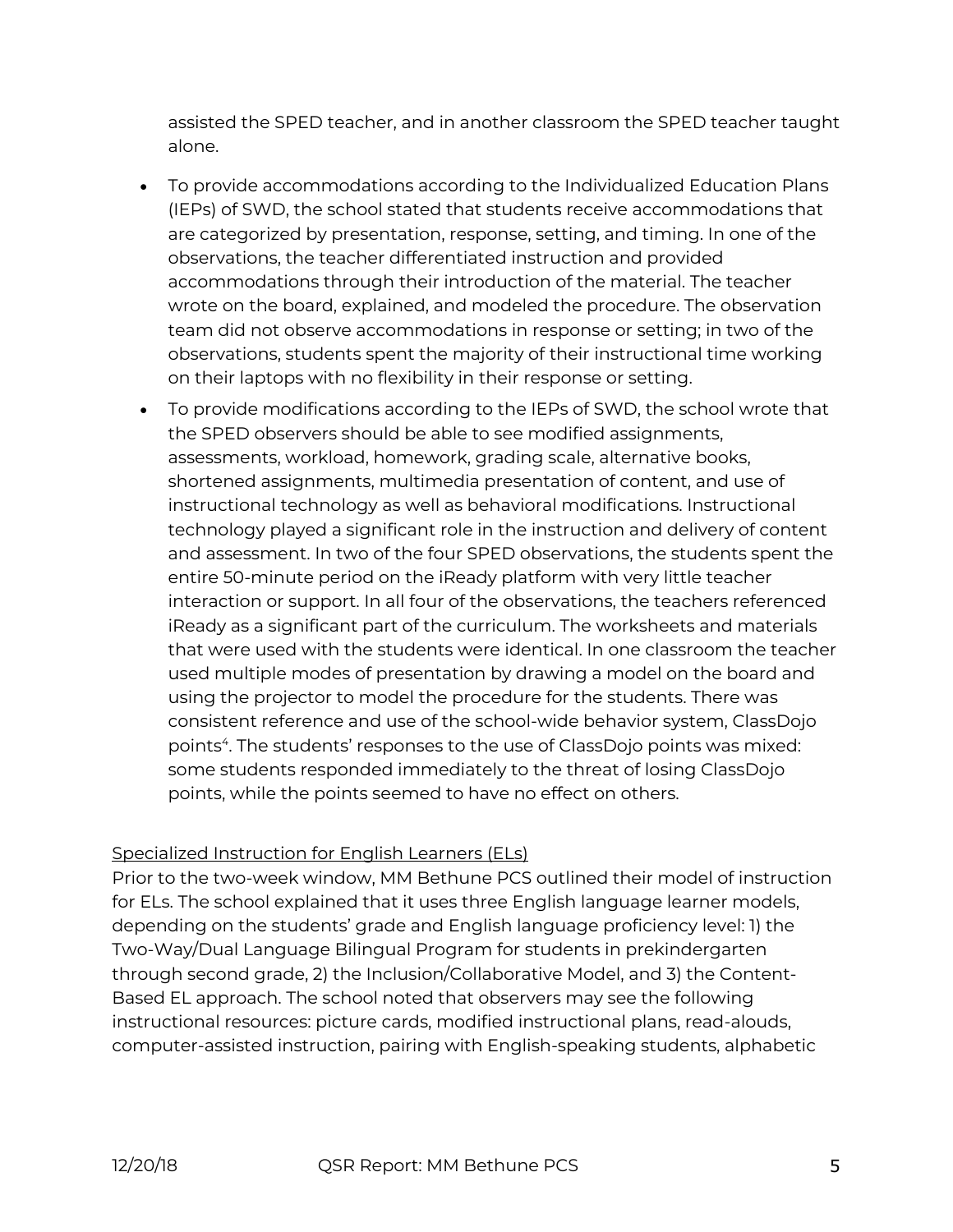assisted the SPED teacher, and in another classroom the SPED teacher taught alone.

- To provide accommodations according to the Individualized Education Plans (IEPs) of SWD, the school stated that students receive accommodations that are categorized by presentation, response, setting, and timing. In one of the observations, the teacher differentiated instruction and provided accommodations through their introduction of the material. The teacher wrote on the board, explained, and modeled the procedure. The observation team did not observe accommodations in response or setting; in two of the observations, students spent the majority of their instructional time working on their laptops with no flexibility in their response or setting.
- To provide modifications according to the IEPs of SWD, the school wrote that the SPED observers should be able to see modified assignments, assessments, workload, homework, grading scale, alternative books, shortened assignments, multimedia presentation of content, and use of instructional technology as well as behavioral modifications. Instructional technology played a significant role in the instruction and delivery of content and assessment. In two of the four SPED observations, the students spent the entire 50-minute period on the iReady platform with very little teacher interaction or support. In all four of the observations, the teachers referenced iReady as a significant part of the curriculum. The worksheets and materials that were used with the students were identical. In one classroom the teacher used multiple modes of presentation by drawing a model on the board and using the projector to model the procedure for the students. There was consistent reference and use of the school-wide behavior system, ClassDojo points[4]. The students' responses to the use of ClassDojo points was mixed: some students responded immediately to the threat of losing ClassDojo points, while the points seemed to have no effect on others.

Specialized Instruction for English Learners (ELs)

Prior to the two-week window, MM Bethune PCS outlined their model of instruction for ELs. The school explained that it uses three English language learner models, depending on the students' grade and English language proficiency level: 1) the Two-Way/Dual Language Bilingual Program for students in prekindergarten through second grade, 2) the Inclusion/Collaborative Model, and 3) the Content-Based EL approach. The school noted that observers may see the following instructional resources: picture cards, modified instructional plans, read-alouds, computer-assisted instruction, pairing with English-speaking students, alphabetic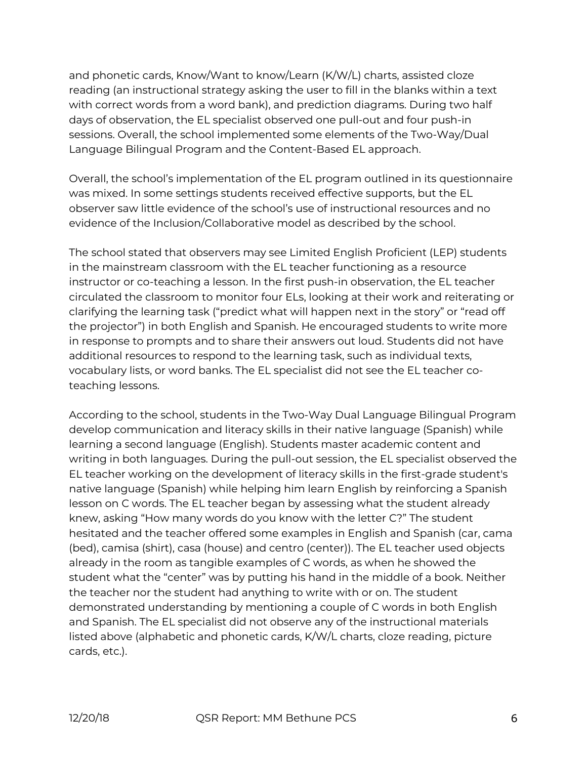and phonetic cards, Know/Want to know/Learn (K/W/L) charts, assisted cloze reading (an instructional strategy asking the user to fill in the blanks within a text with correct words from a word bank), and prediction diagrams. During two half days of observation, the EL specialist observed one pull-out and four push-in sessions. Overall, the school implemented some elements of the Two-Way/Dual Language Bilingual Program and the Content-Based EL approach.

Overall, the school's implementation of the EL program outlined in its questionnaire was mixed. In some settings students received effective supports, but the EL observer saw little evidence of the school's use of instructional resources and no evidence of the Inclusion/Collaborative model as described by the school.

The school stated that observers may see Limited English Proficient (LEP) students in the mainstream classroom with the EL teacher functioning as a resource instructor or co-teaching a lesson. In the first push-in observation, the EL teacher circulated the classroom to monitor four ELs, looking at their work and reiterating or clarifying the learning task ("predict what will happen next in the story" or "read off the projector") in both English and Spanish. He encouraged students to write more in response to prompts and to share their answers out loud. Students did not have additional resources to respond to the learning task, such as individual texts, vocabulary lists, or word banks. The EL specialist did not see the EL teacher co-teaching lessons.

According to the school, students in the Two-Way Dual Language Bilingual Program develop communication and literacy skills in their native language (Spanish) while learning a second language (English). Students master academic content and writing in both languages. During the pull-out session, the EL specialist observed the EL teacher working on the development of literacy skills in the first-grade student's native language (Spanish) while helping him learn English by reinforcing a Spanish lesson on C words. The EL teacher began by assessing what the student already knew, asking "How many words do you know with the letter C?" The student hesitated and the teacher offered some examples in English and Spanish (car, cama (bed), camisa (shirt), casa (house) and centro (center)). The EL teacher used objects already in the room as tangible examples of C words, as when he showed the student what the "center" was by putting his hand in the middle of a book. Neither the teacher nor the student had anything to write with or on. The student demonstrated understanding by mentioning a couple of C words in both English and Spanish. The EL specialist did not observe any of the instructional materials listed above (alphabetic and phonetic cards, K/W/L charts, cloze reading, picture cards, etc.).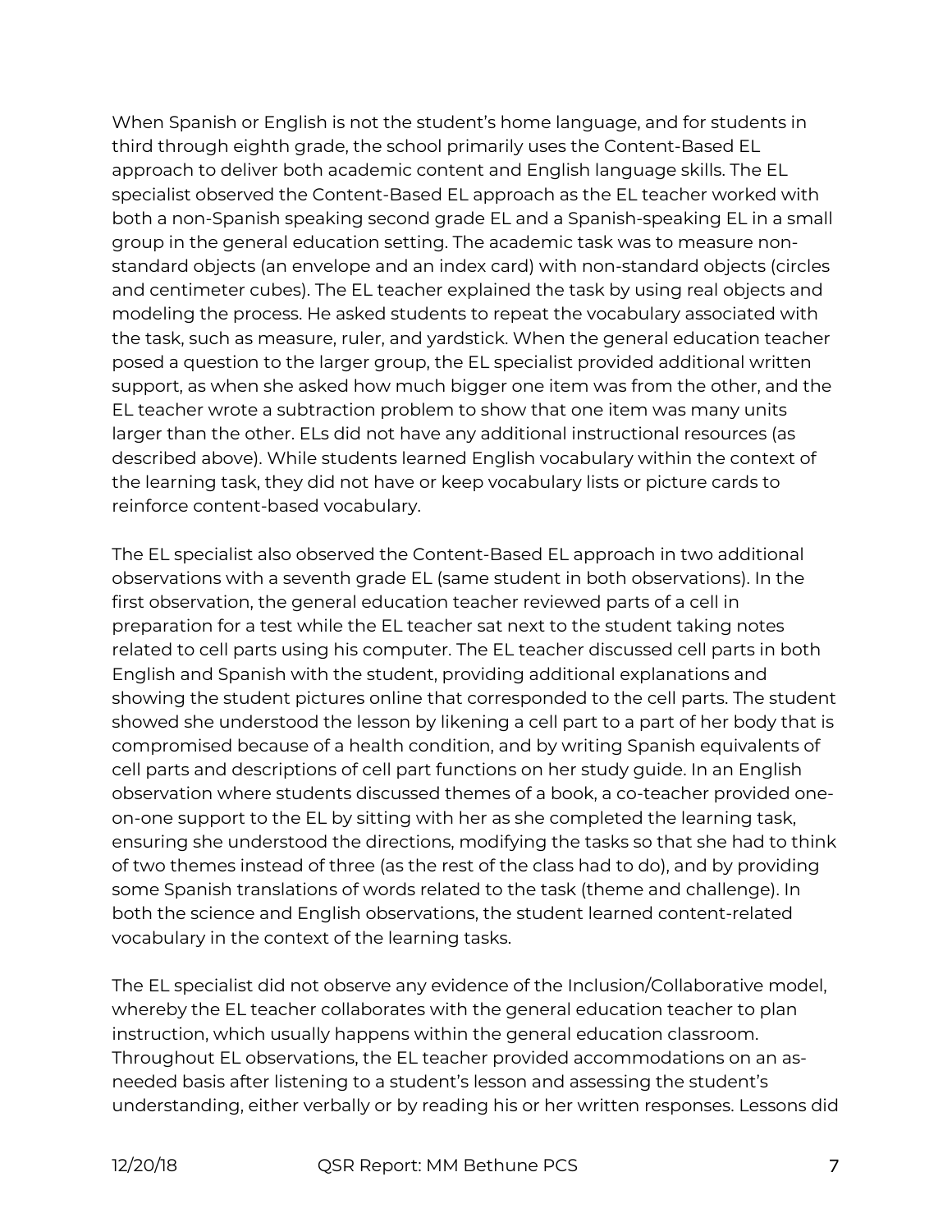When Spanish or English is not the student's home language, and for students in third through eighth grade, the school primarily uses the Content-Based EL approach to deliver both academic content and English language skills. The EL specialist observed the Content-Based EL approach as the EL teacher worked with both a non-Spanish speaking second grade EL and a Spanish-speaking EL in a small group in the general education setting. The academic task was to measure non-standard objects (an envelope and an index card) with non-standard objects (circles and centimeter cubes). The EL teacher explained the task by using real objects and modeling the process. He asked students to repeat the vocabulary associated with the task, such as measure, ruler, and yardstick. When the general education teacher posed a question to the larger group, the EL specialist provided additional written support, as when she asked how much bigger one item was from the other, and the EL teacher wrote a subtraction problem to show that one item was many units larger than the other. ELs did not have any additional instructional resources (as described above). While students learned English vocabulary within the context of the learning task, they did not have or keep vocabulary lists or picture cards to reinforce content-based vocabulary.

The EL specialist also observed the Content-Based EL approach in two additional observations with a seventh grade EL (same student in both observations). In the first observation, the general education teacher reviewed parts of a cell in preparation for a test while the EL teacher sat next to the student taking notes related to cell parts using his computer. The EL teacher discussed cell parts in both English and Spanish with the student, providing additional explanations and showing the student pictures online that corresponded to the cell parts. The student showed she understood the lesson by likening a cell part to a part of her body that is compromised because of a health condition, and by writing Spanish equivalents of cell parts and descriptions of cell part functions on her study guide. In an English observation where students discussed themes of a book, a co-teacher provided one-on-one support to the EL by sitting with her as she completed the learning task, ensuring she understood the directions, modifying the tasks so that she had to think of two themes instead of three (as the rest of the class had to do), and by providing some Spanish translations of words related to the task (theme and challenge). In both the science and English observations, the student learned content-related vocabulary in the context of the learning tasks.

The EL specialist did not observe any evidence of the Inclusion/Collaborative model, whereby the EL teacher collaborates with the general education teacher to plan instruction, which usually happens within the general education classroom. Throughout EL observations, the EL teacher provided accommodations on an as-needed basis after listening to a student's lesson and assessing the student's understanding, either verbally or by reading his or her written responses. Lessons did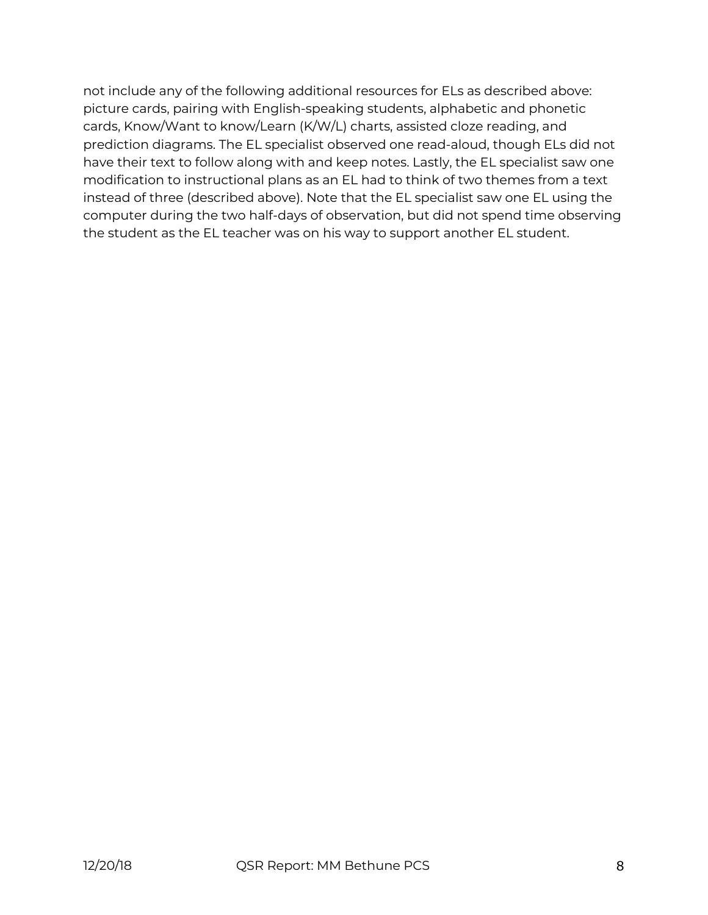not include any of the following additional resources for ELs as described above: picture cards, pairing with English-speaking students, alphabetic and phonetic cards, Know/Want to know/Learn (K/W/L) charts, assisted cloze reading, and prediction diagrams. The EL specialist observed one read-aloud, though ELs did not have their text to follow along with and keep notes. Lastly, the EL specialist saw one modification to instructional plans as an EL had to think of two themes from a text instead of three (described above). Note that the EL specialist saw one EL using the computer during the two half-days of observation, but did not spend time observing the student as the EL teacher was on his way to support another EL student.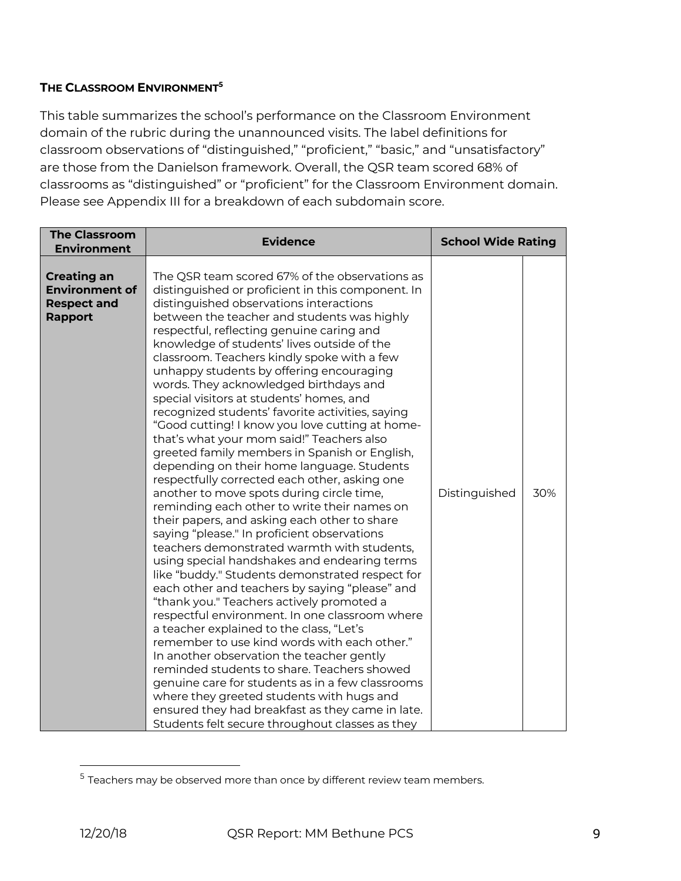### THE CLASSROOM ENVIRONMENT[5]

This table summarizes the school's performance on the Classroom Environment domain of the rubric during the unannounced visits. The label definitions for classroom observations of "distinguished," "proficient," "basic," and "unsatisfactory" are those from the Danielson framework. Overall, the QSR team scored 68% of classrooms as "distinguished" or "proficient" for the Classroom Environment domain. Please see Appendix III for a breakdown of each subdomain score.

| The Classroom Environment | Evidence | School Wide Rating | |
|---|---|---|---|
| **Creating an Environment of Respect and Rapport** | The QSR team scored 67% of the observations as distinguished or proficient in this component. In distinguished observations interactions between the teacher and students was highly respectful, reflecting genuine caring and knowledge of students' lives outside of the classroom. Teachers kindly spoke with a few unhappy students by offering encouraging words. They acknowledged birthdays and special visitors at students' homes, and recognized students' favorite activities, saying "Good cutting! I know you love cutting at home- that's what your mom said!" Teachers also greeted family members in Spanish or English, depending on their home language. Students respectfully corrected each other, asking one another to move spots during circle time, reminding each other to write their names on their papers, and asking each other to share saying "please." In proficient observations teachers demonstrated warmth with students, using special handshakes and endearing terms like "buddy." Students demonstrated respect for each other and teachers by saying "please" and "thank you." Teachers actively promoted a respectful environment. In one classroom where a teacher explained to the class, "Let's remember to use kind words with each other." In another observation the teacher gently reminded students to share. Teachers showed genuine care for students as in a few classrooms where they greeted students with hugs and ensured they had breakfast as they came in late. Students felt secure throughout classes as they | Distinguished | 30% |

[5] Teachers may be observed more than once by different review team members.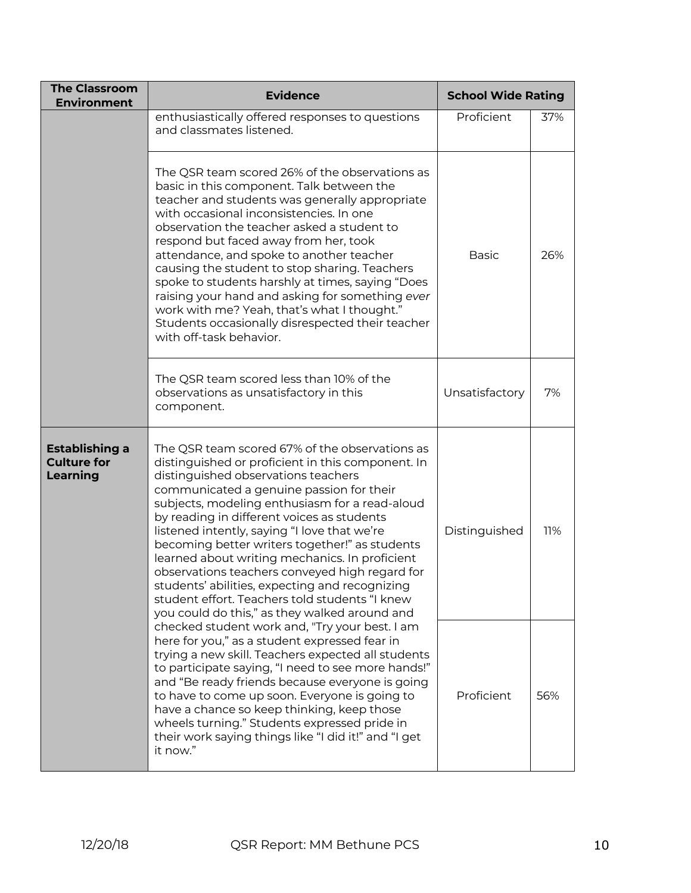| The Classroom Environment | Evidence | School Wide Rating | |
|---|---|---|---|
| | enthusiastically offered responses to questions and classmates listened. | Proficient | 37% |
| | The QSR team scored 26% of the observations as basic in this component. Talk between the teacher and students was generally appropriate with occasional inconsistencies. In one observation the teacher asked a student to respond but faced away from her, took attendance, and spoke to another teacher causing the student to stop sharing. Teachers spoke to students harshly at times, saying "Does raising your hand and asking for something *ever* work with me? Yeah, that's what I thought." Students occasionally disrespected their teacher with off-task behavior. | Basic | 26% |
| | The QSR team scored less than 10% of the observations as unsatisfactory in this component. | Unsatisfactory | 7% |
| **Establishing a Culture for Learning** | The QSR team scored 67% of the observations as distinguished or proficient in this component. In distinguished observations teachers communicated a genuine passion for their subjects, modeling enthusiasm for a read-aloud by reading in different voices as students listened intently, saying "I love that we're becoming better writers together!" as students learned about writing mechanics. In proficient observations teachers conveyed high regard for students' abilities, expecting and recognizing student effort. Teachers told students "I knew you could do this," as they walked around and checked student work and, "Try your best. I am here for you," as a student expressed fear in trying a new skill. Teachers expected all students to participate saying, "I need to see more hands!" and "Be ready friends because everyone is going to have to come up soon. Everyone is going to have a chance so keep thinking, keep those wheels turning." Students expressed pride in their work saying things like "I did it!" and "I get it now." | Distinguished | 11% |
| | | Proficient | 56% |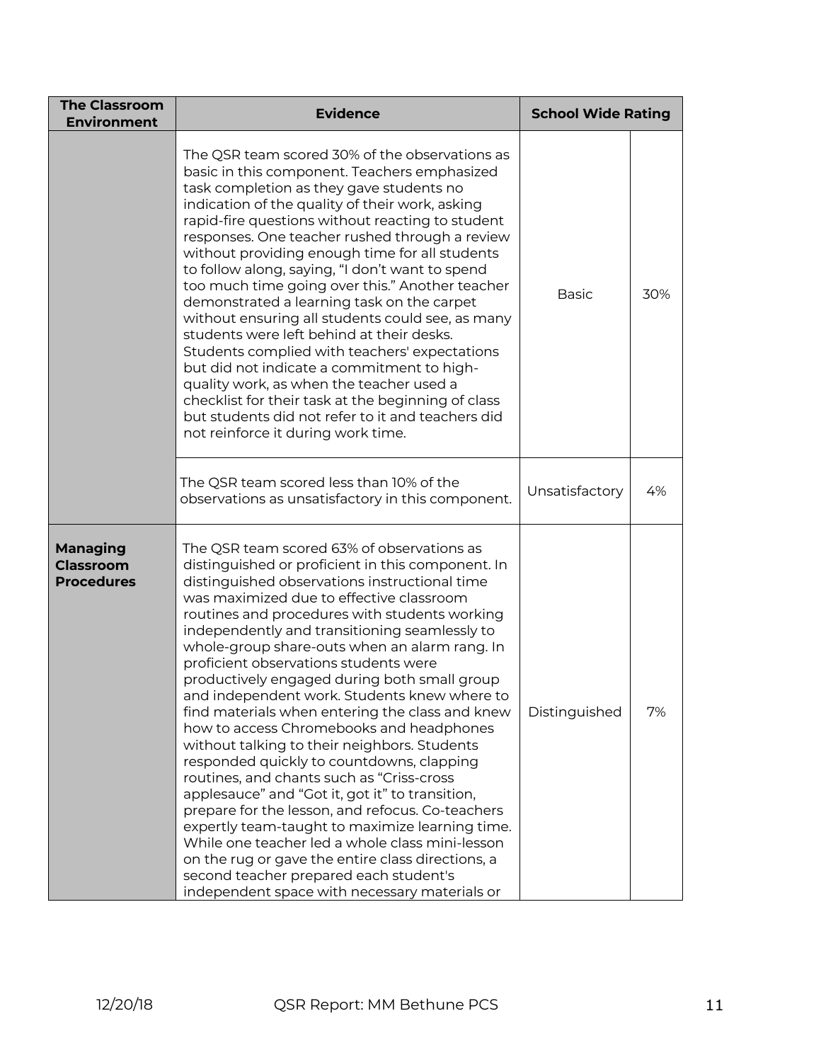| The Classroom Environment | Evidence | School Wide Rating | |
|---|---|---|---|
| | The QSR team scored 30% of the observations as basic in this component. Teachers emphasized task completion as they gave students no indication of the quality of their work, asking rapid-fire questions without reacting to student responses. One teacher rushed through a review without providing enough time for all students to follow along, saying, "I don't want to spend too much time going over this." Another teacher demonstrated a learning task on the carpet without ensuring all students could see, as many students were left behind at their desks. Students complied with teachers' expectations but did not indicate a commitment to high-quality work, as when the teacher used a checklist for their task at the beginning of class but students did not refer to it and teachers did not reinforce it during work time. | Basic | 30% |
| | The QSR team scored less than 10% of the observations as unsatisfactory in this component. | Unsatisfactory | 4% |
| **Managing Classroom Procedures** | The QSR team scored 63% of observations as distinguished or proficient in this component. In distinguished observations instructional time was maximized due to effective classroom routines and procedures with students working independently and transitioning seamlessly to whole-group share-outs when an alarm rang. In proficient observations students were productively engaged during both small group and independent work. Students knew where to find materials when entering the class and knew how to access Chromebooks and headphones without talking to their neighbors. Students responded quickly to countdowns, clapping routines, and chants such as "Criss-cross applesauce" and "Got it, got it" to transition, prepare for the lesson, and refocus. Co-teachers expertly team-taught to maximize learning time. While one teacher led a whole class mini-lesson on the rug or gave the entire class directions, a second teacher prepared each student's independent space with necessary materials or | Distinguished | 7% |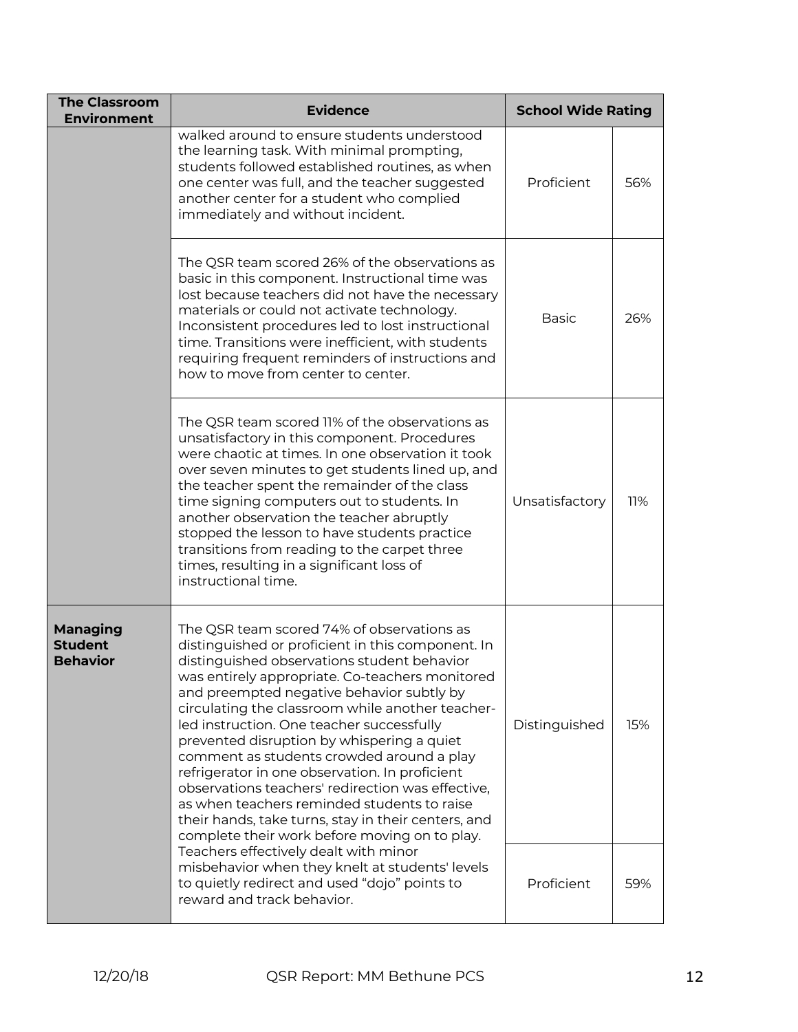| The Classroom Environment | Evidence | School Wide Rating | |
|---|---|---|---|
| | walked around to ensure students understood the learning task. With minimal prompting, students followed established routines, as when one center was full, and the teacher suggested another center for a student who complied immediately and without incident. | Proficient | 56% |
| | The QSR team scored 26% of the observations as basic in this component. Instructional time was lost because teachers did not have the necessary materials or could not activate technology. Inconsistent procedures led to lost instructional time. Transitions were inefficient, with students requiring frequent reminders of instructions and how to move from center to center. | Basic | 26% |
| | The QSR team scored 11% of the observations as unsatisfactory in this component. Procedures were chaotic at times. In one observation it took over seven minutes to get students lined up, and the teacher spent the remainder of the class time signing computers out to students. In another observation the teacher abruptly stopped the lesson to have students practice transitions from reading to the carpet three times, resulting in a significant loss of instructional time. | Unsatisfactory | 11% |
| **Managing Student Behavior** | The QSR team scored 74% of observations as distinguished or proficient in this component. In distinguished observations student behavior was entirely appropriate. Co-teachers monitored and preempted negative behavior subtly by circulating the classroom while another teacher-led instruction. One teacher successfully prevented disruption by whispering a quiet comment as students crowded around a play refrigerator in one observation. In proficient observations teachers' redirection was effective, as when teachers reminded students to raise their hands, take turns, stay in their centers, and complete their work before moving on to play. Teachers effectively dealt with minor misbehavior when they knelt at students' levels to quietly redirect and used "dojo" points to reward and track behavior. | Distinguished | 15% |
| | | Proficient | 59% |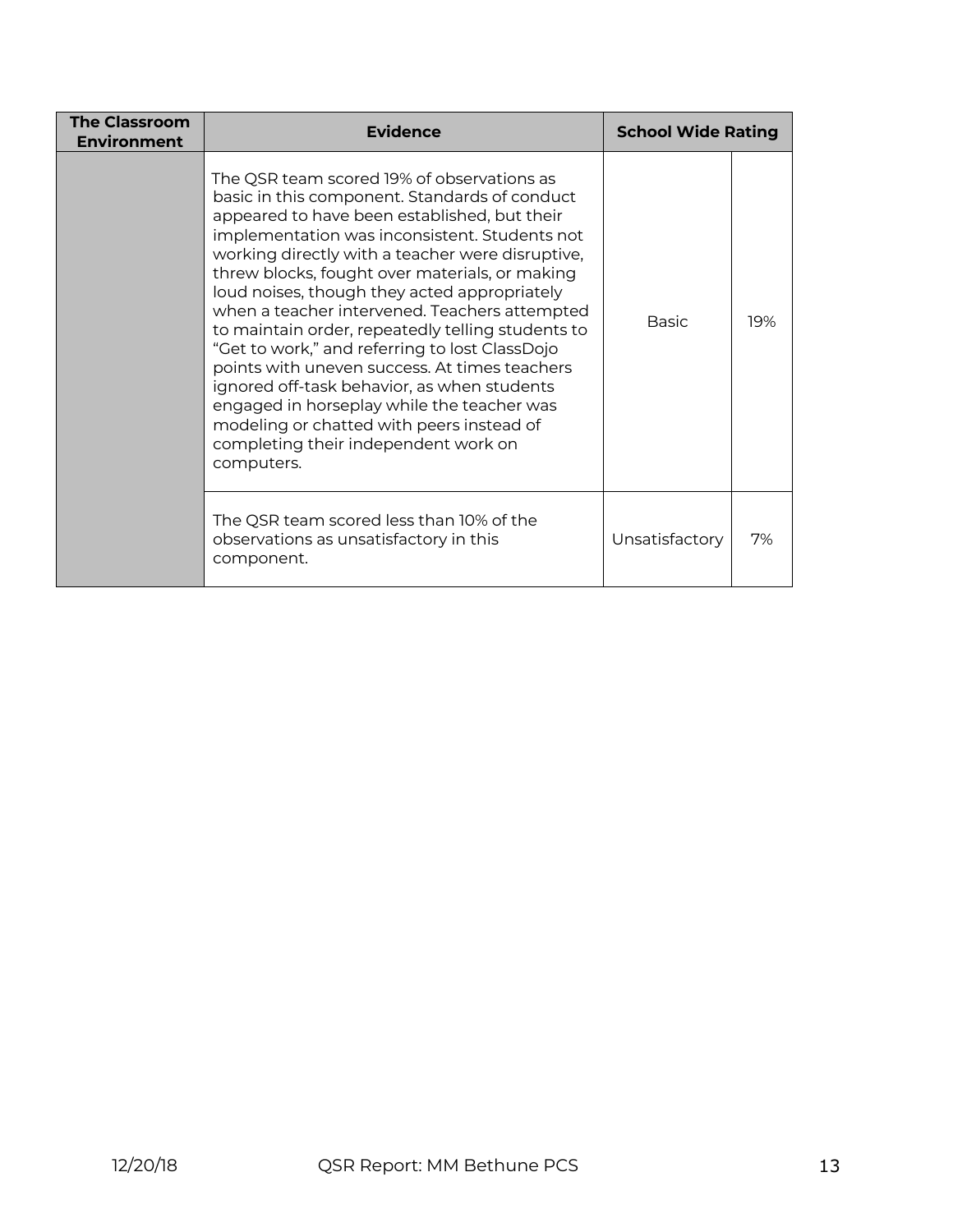| The Classroom Environment | Evidence | School Wide Rating | |
|---|---|---|---|
| | The QSR team scored 19% of observations as basic in this component. Standards of conduct appeared to have been established, but their implementation was inconsistent. Students not working directly with a teacher were disruptive, threw blocks, fought over materials, or making loud noises, though they acted appropriately when a teacher intervened. Teachers attempted to maintain order, repeatedly telling students to "Get to work," and referring to lost ClassDojo points with uneven success. At times teachers ignored off-task behavior, as when students engaged in horseplay while the teacher was modeling or chatted with peers instead of completing their independent work on computers. | Basic | 19% |
| | The QSR team scored less than 10% of the observations as unsatisfactory in this component. | Unsatisfactory | 7% |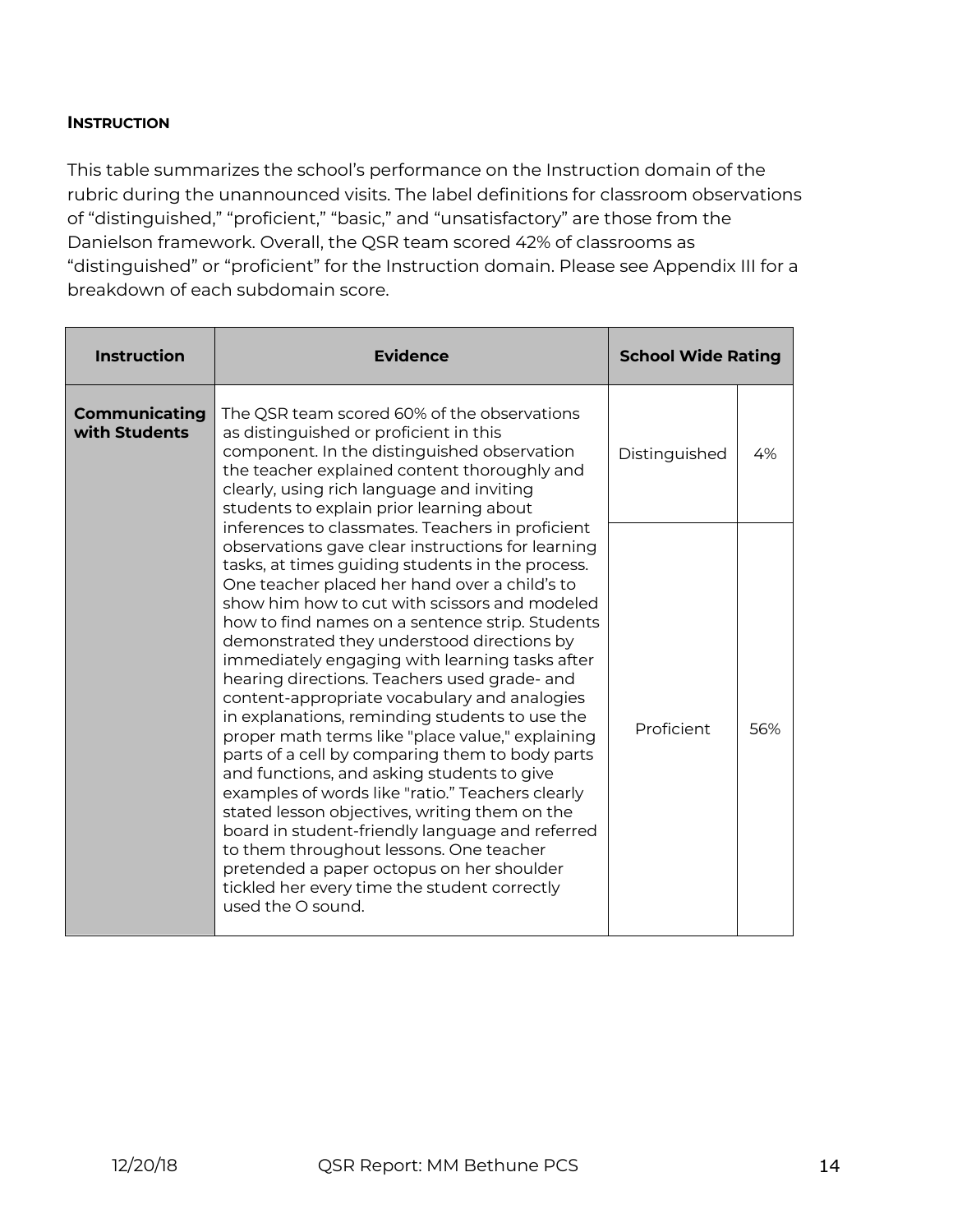### INSTRUCTION

This table summarizes the school's performance on the Instruction domain of the rubric during the unannounced visits. The label definitions for classroom observations of "distinguished," "proficient," "basic," and "unsatisfactory" are those from the Danielson framework. Overall, the QSR team scored 42% of classrooms as "distinguished" or "proficient" for the Instruction domain. Please see Appendix III for a breakdown of each subdomain score.

| Instruction | Evidence | School Wide Rating | |
|---|---|---|---|
| **Communicating with Students** | The QSR team scored 60% of the observations as distinguished or proficient in this component. In the distinguished observation the teacher explained content thoroughly and clearly, using rich language and inviting students to explain prior learning about inferences to classmates. Teachers in proficient observations gave clear instructions for learning tasks, at times guiding students in the process. One teacher placed her hand over a child's to show him how to cut with scissors and modeled how to find names on a sentence strip. Students demonstrated they understood directions by immediately engaging with learning tasks after hearing directions. Teachers used grade- and content-appropriate vocabulary and analogies in explanations, reminding students to use the proper math terms like "place value," explaining parts of a cell by comparing them to body parts and functions, and asking students to give examples of words like "ratio." Teachers clearly stated lesson objectives, writing them on the board in student-friendly language and referred to them throughout lessons. One teacher pretended a paper octopus on her shoulder tickled her every time the student correctly used the O sound. | Distinguished | 4% |
| | | Proficient | 56% |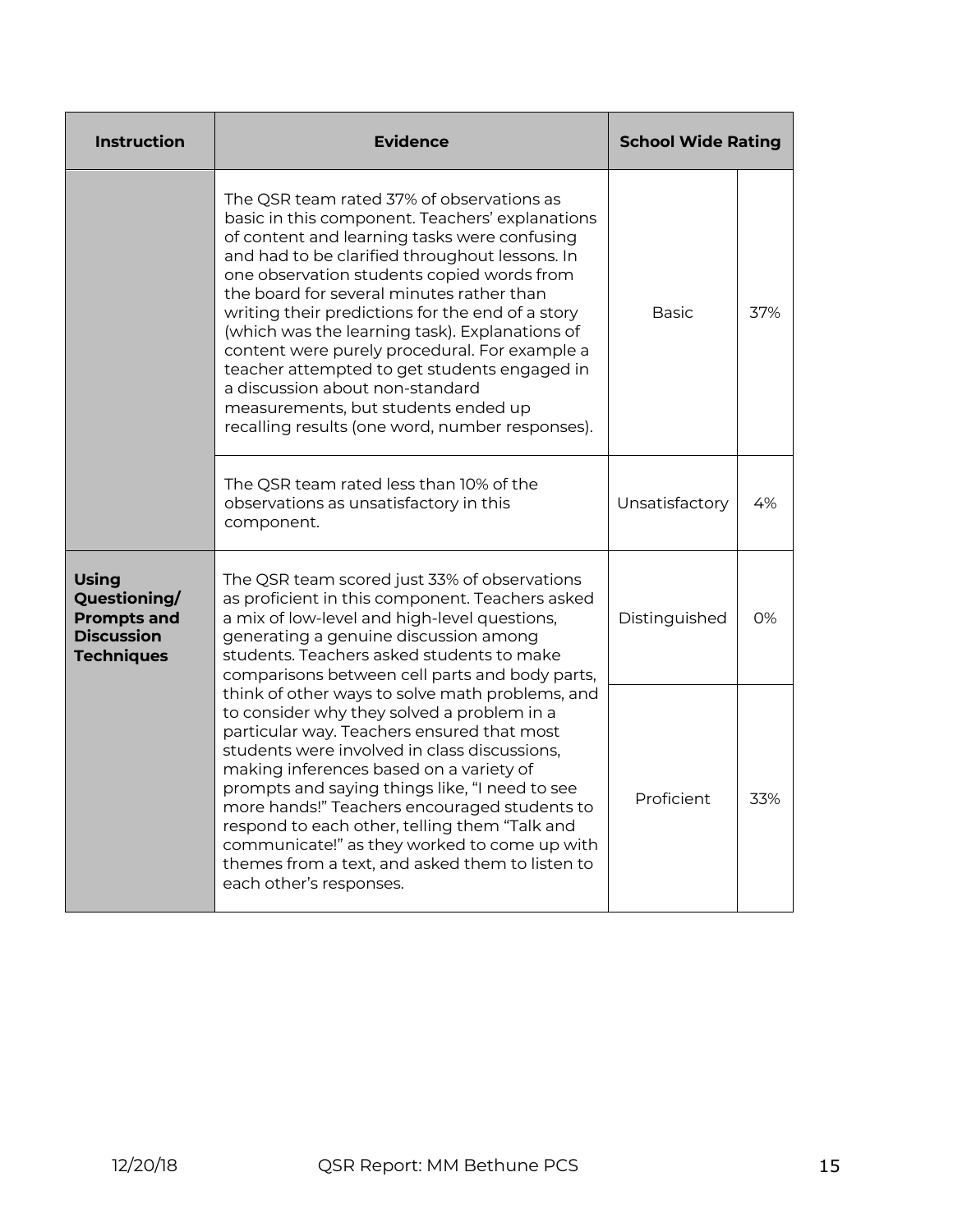| Instruction | Evidence | School Wide Rating | |
|---|---|---|---|
| | The QSR team rated 37% of observations as basic in this component. Teachers' explanations of content and learning tasks were confusing and had to be clarified throughout lessons. In one observation students copied words from the board for several minutes rather than writing their predictions for the end of a story (which was the learning task). Explanations of content were purely procedural. For example a teacher attempted to get students engaged in a discussion about non-standard measurements, but students ended up recalling results (one word, number responses). | Basic | 37% |
| | The QSR team rated less than 10% of the observations as unsatisfactory in this component. | Unsatisfactory | 4% |
| **Using Questioning/ Prompts and Discussion Techniques** | The QSR team scored just 33% of observations as proficient in this component. Teachers asked a mix of low-level and high-level questions, generating a genuine discussion among students. Teachers asked students to make comparisons between cell parts and body parts, think of other ways to solve math problems, and to consider why they solved a problem in a particular way. Teachers ensured that most students were involved in class discussions, making inferences based on a variety of prompts and saying things like, "I need to see more hands!" Teachers encouraged students to respond to each other, telling them "Talk and communicate!" as they worked to come up with themes from a text, and asked them to listen to each other's responses. | Distinguished | 0% |
| | | Proficient | 33% |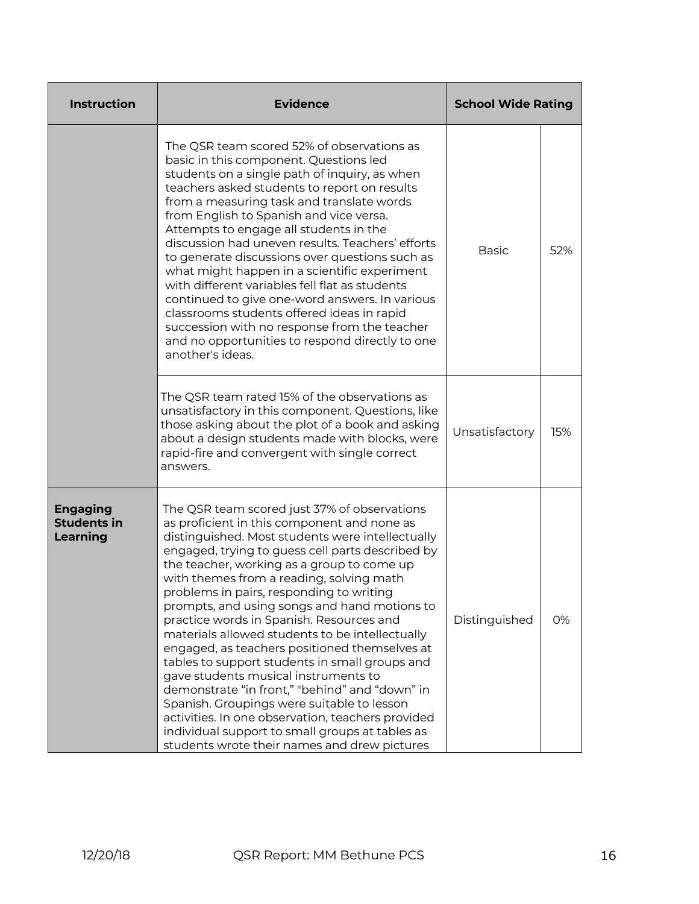| Instruction | Evidence | School Wide Rating | |
|---|---|---|---|
| | The QSR team scored 52% of observations as basic in this component. Questions led students on a single path of inquiry, as when teachers asked students to report on results from a measuring task and translate words from English to Spanish and vice versa. Attempts to engage all students in the discussion had uneven results. Teachers' efforts to generate discussions over questions such as what might happen in a scientific experiment with different variables fell flat as students continued to give one-word answers. In various classrooms students offered ideas in rapid succession with no response from the teacher and no opportunities to respond directly to one another's ideas. | Basic | 52% |
| | The QSR team rated 15% of the observations as unsatisfactory in this component. Questions, like those asking about the plot of a book and asking about a design students made with blocks, were rapid-fire and convergent with single correct answers. | Unsatisfactory | 15% |
| **Engaging Students in Learning** | The QSR team scored just 37% of observations as proficient in this component and none as distinguished. Most students were intellectually engaged, trying to guess cell parts described by the teacher, working as a group to come up with themes from a reading, solving math problems in pairs, responding to writing prompts, and using songs and hand motions to practice words in Spanish. Resources and materials allowed students to be intellectually engaged, as teachers positioned themselves at tables to support students in small groups and gave students musical instruments to demonstrate "in front," "behind" and "down" in Spanish. Groupings were suitable to lesson activities. In one observation, teachers provided individual support to small groups at tables as students wrote their names and drew pictures | Distinguished | 0% |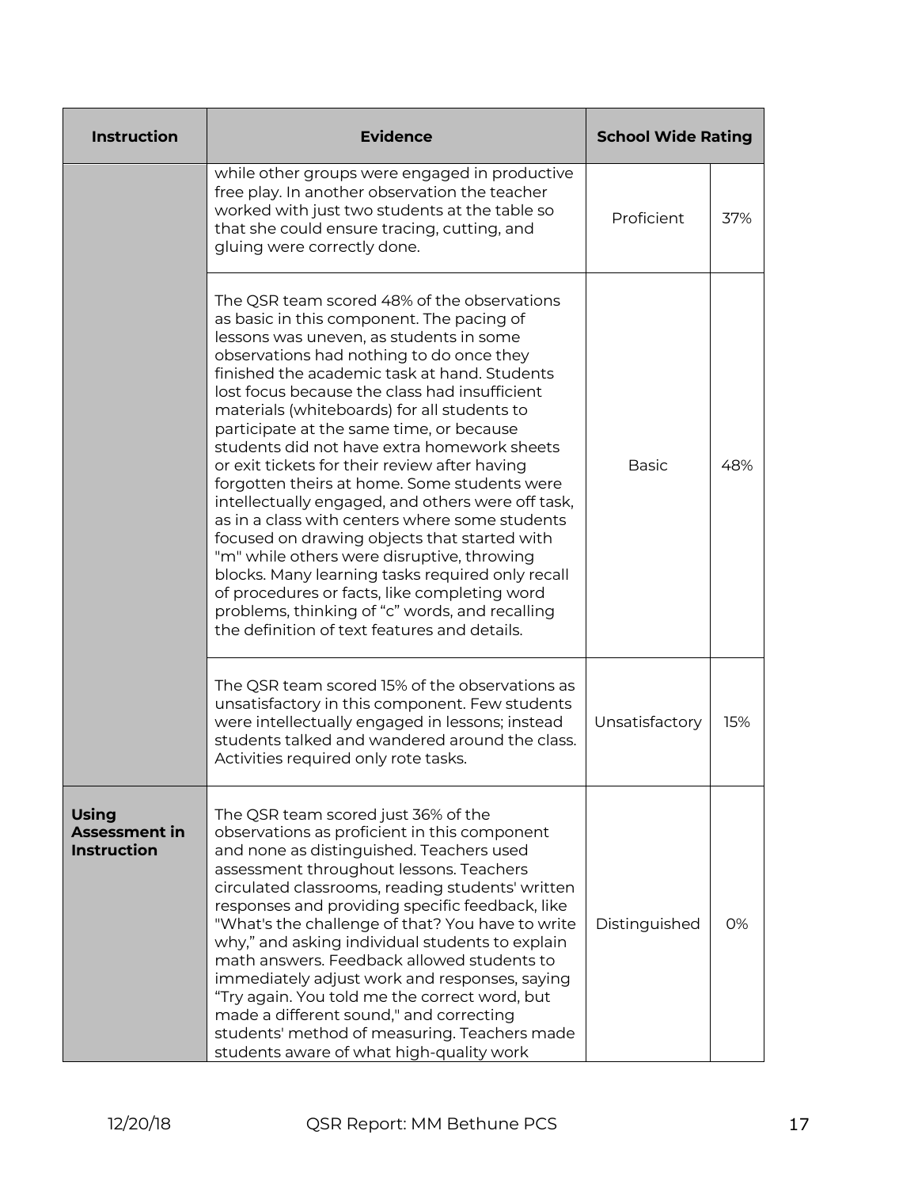| Instruction | Evidence | School Wide Rating | |
|---|---|---|---|
| | while other groups were engaged in productive free play. In another observation the teacher worked with just two students at the table so that she could ensure tracing, cutting, and gluing were correctly done. | Proficient | 37% |
| | The QSR team scored 48% of the observations as basic in this component. The pacing of lessons was uneven, as students in some observations had nothing to do once they finished the academic task at hand. Students lost focus because the class had insufficient materials (whiteboards) for all students to participate at the same time, or because students did not have extra homework sheets or exit tickets for their review after having forgotten theirs at home. Some students were intellectually engaged, and others were off task, as in a class with centers where some students focused on drawing objects that started with "m" while others were disruptive, throwing blocks. Many learning tasks required only recall of procedures or facts, like completing word problems, thinking of "c" words, and recalling the definition of text features and details. | Basic | 48% |
| | The QSR team scored 15% of the observations as unsatisfactory in this component. Few students were intellectually engaged in lessons; instead students talked and wandered around the class. Activities required only rote tasks. | Unsatisfactory | 15% |
| **Using Assessment in Instruction** | The QSR team scored just 36% of the observations as proficient in this component and none as distinguished. Teachers used assessment throughout lessons. Teachers circulated classrooms, reading students' written responses and providing specific feedback, like "What's the challenge of that? You have to write why," and asking individual students to explain math answers. Feedback allowed students to immediately adjust work and responses, saying "Try again. You told me the correct word, but made a different sound," and correcting students' method of measuring. Teachers made students aware of what high-quality work | Distinguished | 0% |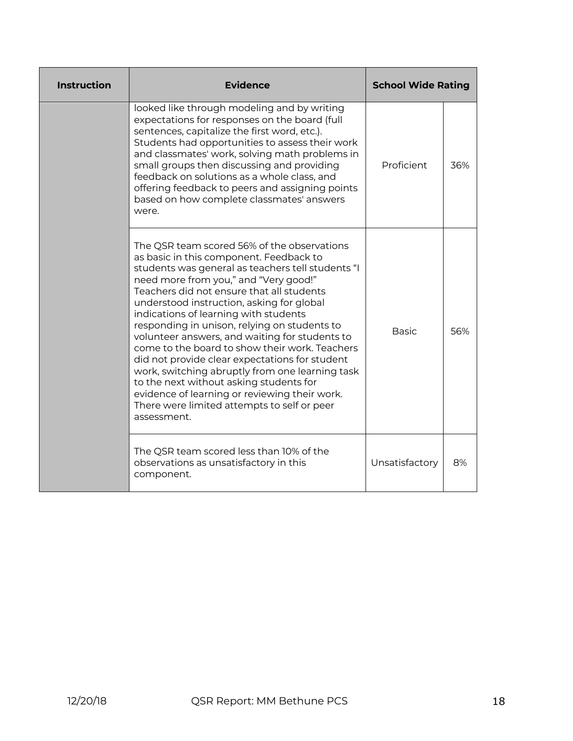| Instruction | Evidence | School Wide Rating | |
|---|---|---|---|
| | looked like through modeling and by writing expectations for responses on the board (full sentences, capitalize the first word, etc.). Students had opportunities to assess their work and classmates' work, solving math problems in small groups then discussing and providing feedback on solutions as a whole class, and offering feedback to peers and assigning points based on how complete classmates' answers were. | Proficient | 36% |
| | The QSR team scored 56% of the observations as basic in this component. Feedback to students was general as teachers tell students "I need more from you," and "Very good!" Teachers did not ensure that all students understood instruction, asking for global indications of learning with students responding in unison, relying on students to volunteer answers, and waiting for students to come to the board to show their work. Teachers did not provide clear expectations for student work, switching abruptly from one learning task to the next without asking students for evidence of learning or reviewing their work. There were limited attempts to self or peer assessment. | Basic | 56% |
| | The QSR team scored less than 10% of the observations as unsatisfactory in this component. | Unsatisfactory | 8% |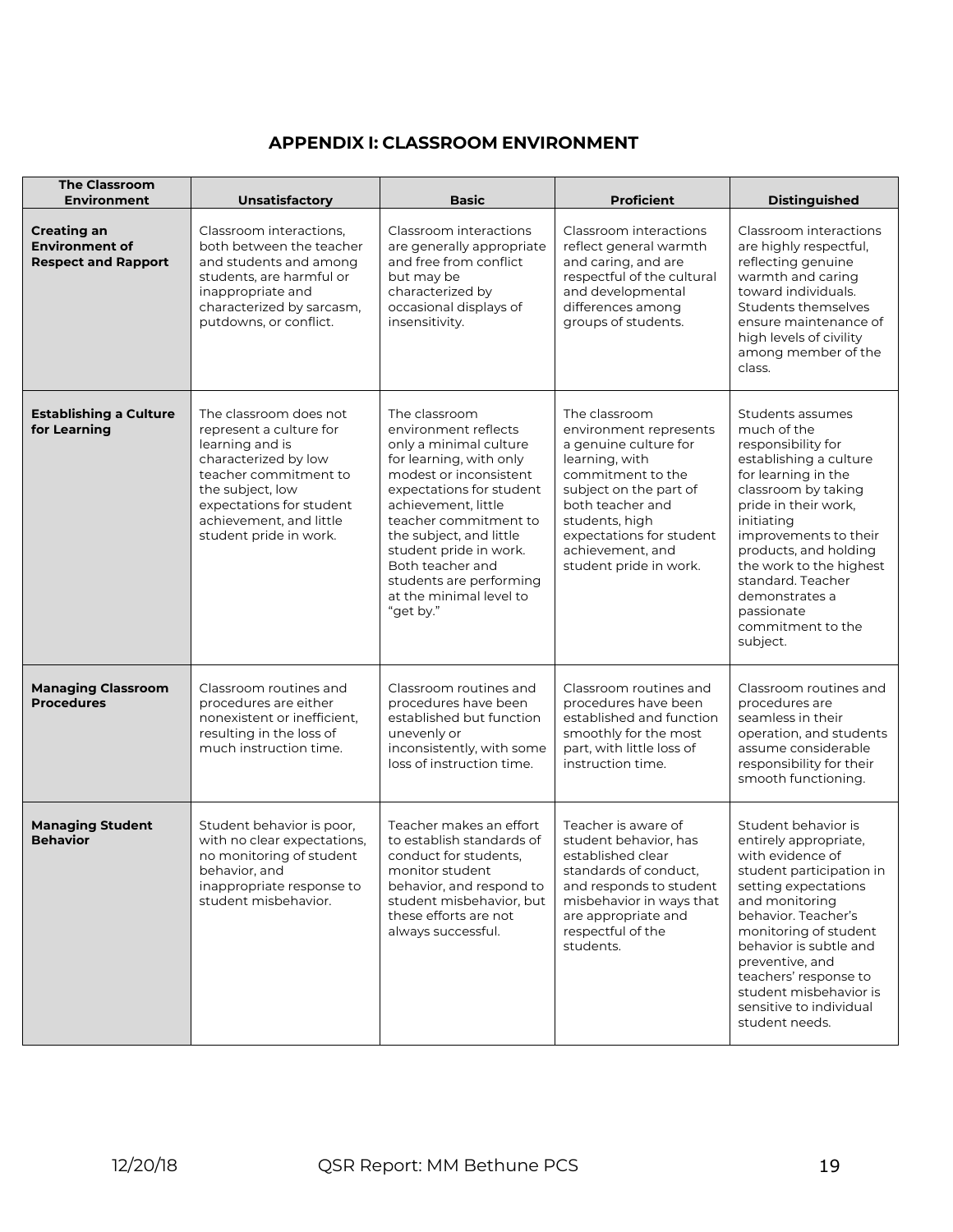## APPENDIX I: CLASSROOM ENVIRONMENT

| The Classroom Environment | Unsatisfactory | Basic | Proficient | Distinguished |
|---|---|---|---|---|
| **Creating an Environment of Respect and Rapport** | Classroom interactions, both between the teacher and students and among students, are harmful or inappropriate and characterized by sarcasm, putdowns, or conflict. | Classroom interactions are generally appropriate and free from conflict but may be characterized by occasional displays of insensitivity. | Classroom interactions reflect general warmth and caring, and are respectful of the cultural and developmental differences among groups of students. | Classroom interactions are highly respectful, reflecting genuine warmth and caring toward individuals. Students themselves ensure maintenance of high levels of civility among member of the class. |
| **Establishing a Culture for Learning** | The classroom does not represent a culture for learning and is characterized by low teacher commitment to the subject, low expectations for student achievement, and little student pride in work. | The classroom environment reflects only a minimal culture for learning, with only modest or inconsistent expectations for student achievement, little teacher commitment to the subject, and little student pride in work. Both teacher and students are performing at the minimal level to "get by." | The classroom environment represents a genuine culture for learning, with commitment to the subject on the part of both teacher and students, high expectations for student achievement, and student pride in work. | Students assumes much of the responsibility for establishing a culture for learning in the classroom by taking pride in their work, initiating improvements to their products, and holding the work to the highest standard. Teacher demonstrates a passionate commitment to the subject. |
| **Managing Classroom Procedures** | Classroom routines and procedures are either nonexistent or inefficient, resulting in the loss of much instruction time. | Classroom routines and procedures have been established but function unevenly or inconsistently, with some loss of instruction time. | Classroom routines and procedures have been established and function smoothly for the most part, with little loss of instruction time. | Classroom routines and procedures are seamless in their operation, and students assume considerable responsibility for their smooth functioning. |
| **Managing Student Behavior** | Student behavior is poor, with no clear expectations, no monitoring of student behavior, and inappropriate response to student misbehavior. | Teacher makes an effort to establish standards of conduct for students, monitor student behavior, and respond to student misbehavior, but these efforts are not always successful. | Teacher is aware of student behavior, has established clear standards of conduct, and responds to student misbehavior in ways that are appropriate and respectful of the students. | Student behavior is entirely appropriate, with evidence of student participation in setting expectations and monitoring behavior. Teacher's monitoring of student behavior is subtle and preventive, and teachers' response to student misbehavior is sensitive to individual student needs. |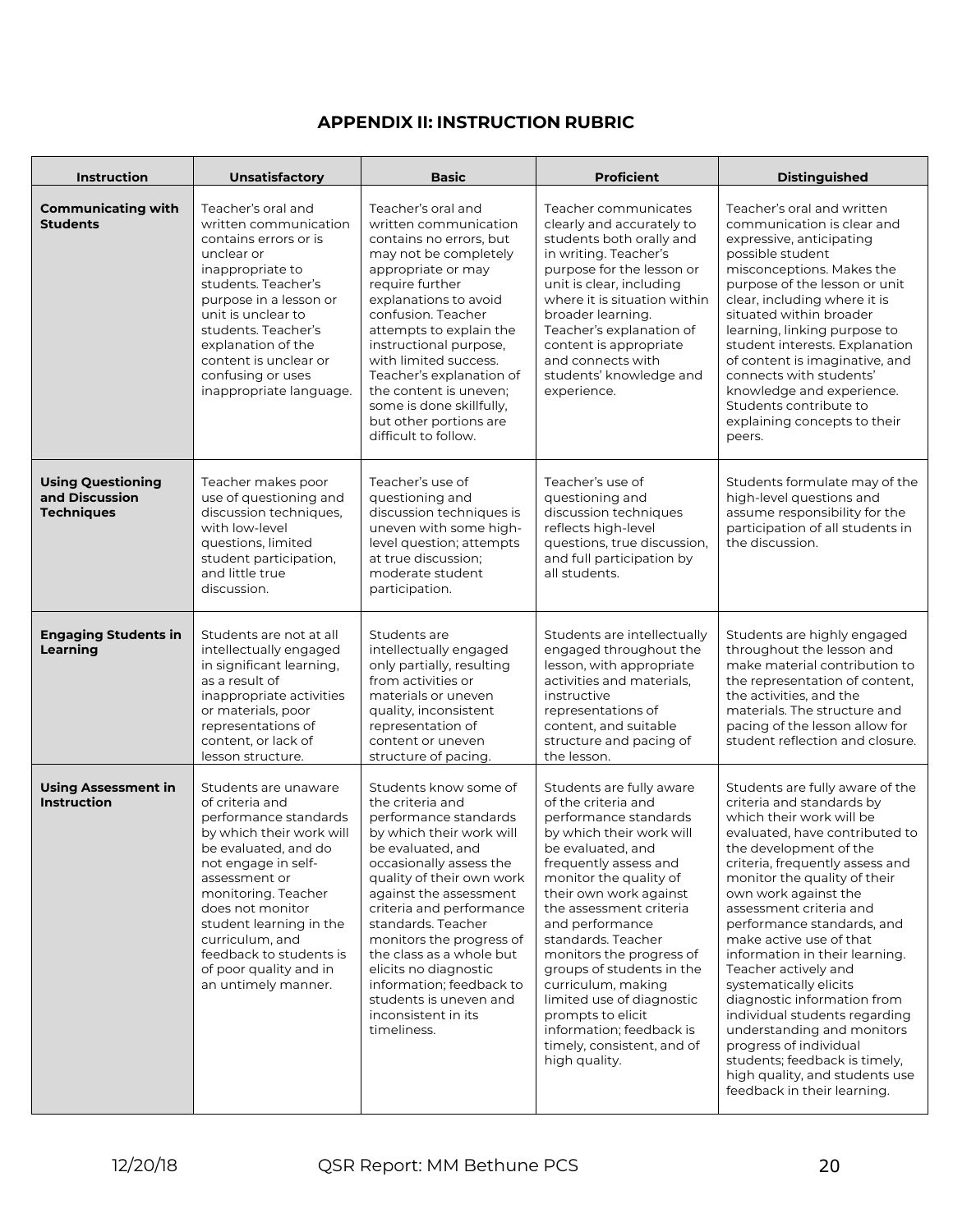## APPENDIX II: INSTRUCTION RUBRIC

| Instruction | Unsatisfactory | Basic | Proficient | Distinguished |
|---|---|---|---|---|
| **Communicating with Students** | Teacher's oral and written communication contains errors or is unclear or inappropriate to students. Teacher's purpose in a lesson or unit is unclear to students. Teacher's explanation of the content is unclear or confusing or uses inappropriate language. | Teacher's oral and written communication contains no errors, but may not be completely appropriate or may require further explanations to avoid confusion. Teacher attempts to explain the instructional purpose, with limited success. Teacher's explanation of the content is uneven; some is done skillfully, but other portions are difficult to follow. | Teacher communicates clearly and accurately to students both orally and in writing. Teacher's purpose for the lesson or unit is clear, including where it is situation within broader learning. Teacher's explanation of content is appropriate and connects with students' knowledge and experience. | Teacher's oral and written communication is clear and expressive, anticipating possible student misconceptions. Makes the purpose of the lesson or unit clear, including where it is situated within broader learning, linking purpose to student interests. Explanation of content is imaginative, and connects with students' knowledge and experience. Students contribute to explaining concepts to their peers. |
| **Using Questioning and Discussion Techniques** | Teacher makes poor use of questioning and discussion techniques, with low-level questions, limited student participation, and little true discussion. | Teacher's use of questioning and discussion techniques is uneven with some high-level question; attempts at true discussion; moderate student participation. | Teacher's use of questioning and discussion techniques reflects high-level questions, true discussion, and full participation by all students. | Students formulate may of the high-level questions and assume responsibility for the participation of all students in the discussion. |
| **Engaging Students in Learning** | Students are not at all intellectually engaged in significant learning, as a result of inappropriate activities or materials, poor representations of content, or lack of lesson structure. | Students are intellectually engaged only partially, resulting from activities or materials or uneven quality, inconsistent representation of content or uneven structure of pacing. | Students are intellectually engaged throughout the lesson, with appropriate activities and materials, instructive representations of content, and suitable structure and pacing of the lesson. | Students are highly engaged throughout the lesson and make material contribution to the representation of content, the activities, and the materials. The structure and pacing of the lesson allow for student reflection and closure. |
| **Using Assessment in Instruction** | Students are unaware of criteria and performance standards by which their work will be evaluated, and do not engage in self-assessment or monitoring. Teacher does not monitor student learning in the curriculum, and feedback to students is of poor quality and in an untimely manner. | Students know some of the criteria and performance standards by which their work will be evaluated, and occasionally assess the quality of their own work against the assessment criteria and performance standards. Teacher monitors the progress of the class as a whole but elicits no diagnostic information; feedback to students is uneven and inconsistent in its timeliness. | Students are fully aware of the criteria and performance standards by which their work will be evaluated, and frequently assess and monitor the quality of their own work against the assessment criteria and performance standards. Teacher monitors the progress of groups of students in the curriculum, making limited use of diagnostic prompts to elicit information; feedback is timely, consistent, and of high quality. | Students are fully aware of the criteria and standards by which their work will be evaluated, have contributed to the development of the criteria, frequently assess and monitor the quality of their own work against the assessment criteria and performance standards, and make active use of that information in their learning. Teacher actively and systematically elicits diagnostic information from individual students regarding understanding and monitors progress of individual students; feedback is timely, high quality, and students use feedback in their learning. |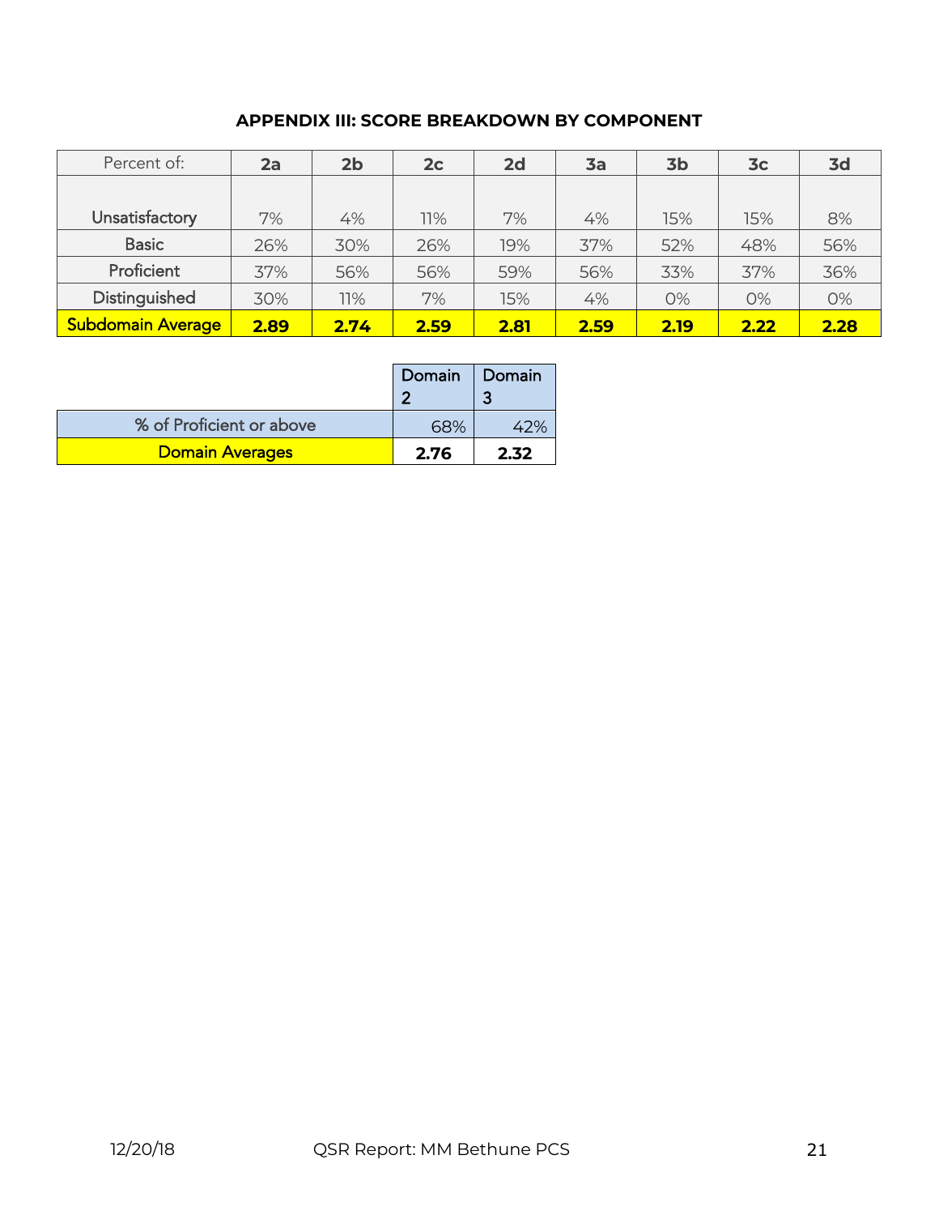## APPENDIX III: SCORE BREAKDOWN BY COMPONENT

| Percent of: | 2a | 2b | 2c | 2d | 3a | 3b | 3c | 3d |
|---|---|---|---|---|---|---|---|---|
| Unsatisfactory | 7% | 4% | 11% | 7% | 4% | 15% | 15% | 8% |
| Basic | 26% | 30% | 26% | 19% | 37% | 52% | 48% | 56% |
| Proficient | 37% | 56% | 56% | 59% | 56% | 33% | 37% | 36% |
| Distinguished | 30% | 11% | 7% | 15% | 4% | 0% | 0% | 0% |
| **Subdomain Average** | **2.89** | **2.74** | **2.59** | **2.81** | **2.59** | **2.19** | **2.22** | **2.28** |

| | Domain 2 | Domain 3 |
|---|---|---|
| % of Proficient or above | 68% | 42% |
| Domain Averages | **2.76** | **2.32** |